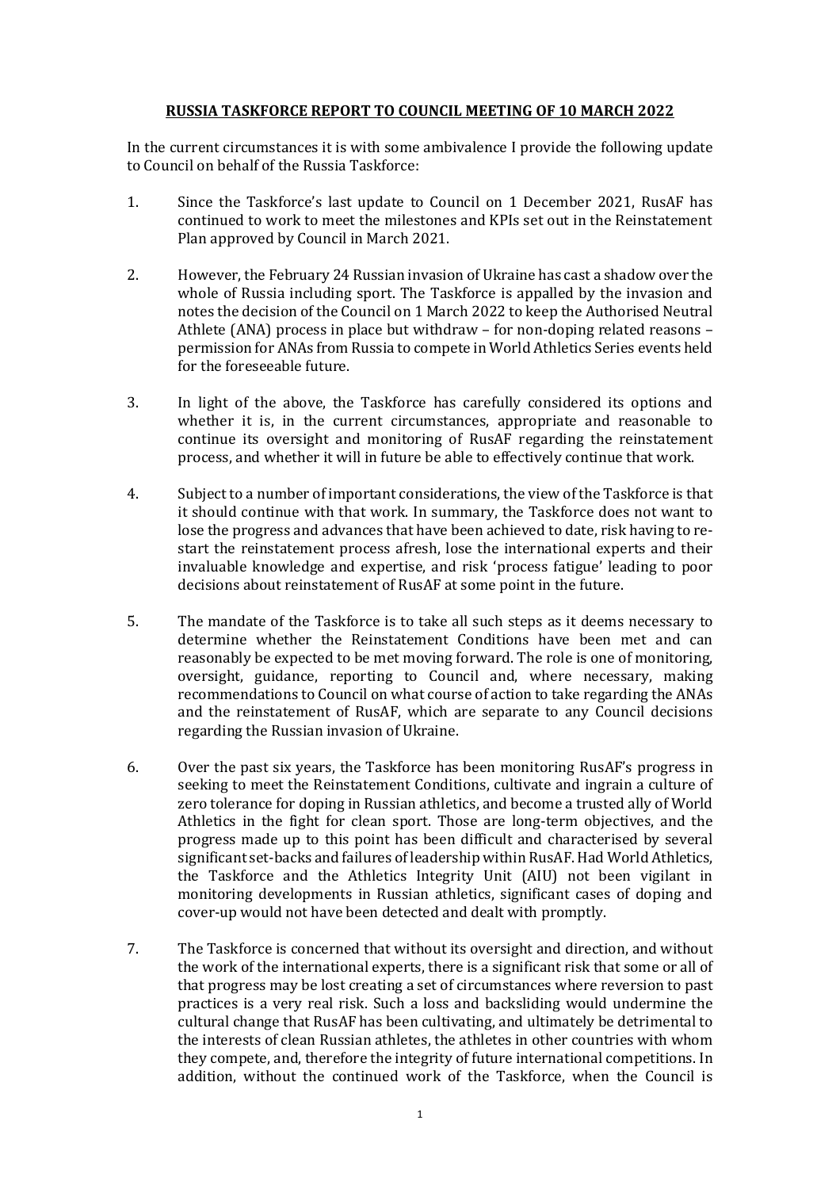**RUSSIA TASKFORCE REPORT TO COUNCIL MEETING OF 10 MARCH 2022**

In the current circumstances it is with some ambivalence I provide the following update to Council on behalf of the Russia Taskforce:

1. Since the Taskforce's last update to Council on 1 December 2021, RusAF has continued to work to meet the milestones and KPIs set out in the Reinstatement Plan approved by Council in March 2021.

2. However, the February 24 Russian invasion of Ukraine has cast a shadow over the whole of Russia including sport. The Taskforce is appalled by the invasion and notes the decision of the Council on 1 March 2022 to keep the Authorised Neutral Athlete (ANA) process in place but withdraw – for non-doping related reasons – permission for ANAs from Russia to compete in World Athletics Series events held for the foreseeable future.

3. In light of the above, the Taskforce has carefully considered its options and whether it is, in the current circumstances, appropriate and reasonable to continue its oversight and monitoring of RusAF regarding the reinstatement process, and whether it will in future be able to effectively continue that work.

4. Subject to a number of important considerations, the view of the Taskforce is that it should continue with that work. In summary, the Taskforce does not want to lose the progress and advances that have been achieved to date, risk having to re-start the reinstatement process afresh, lose the international experts and their invaluable knowledge and expertise, and risk 'process fatigue' leading to poor decisions about reinstatement of RusAF at some point in the future.

5. The mandate of the Taskforce is to take all such steps as it deems necessary to determine whether the Reinstatement Conditions have been met and can reasonably be expected to be met moving forward. The role is one of monitoring, oversight, guidance, reporting to Council and, where necessary, making recommendations to Council on what course of action to take regarding the ANAs and the reinstatement of RusAF, which are separate to any Council decisions regarding the Russian invasion of Ukraine.

6. Over the past six years, the Taskforce has been monitoring RusAF's progress in seeking to meet the Reinstatement Conditions, cultivate and ingrain a culture of zero tolerance for doping in Russian athletics, and become a trusted ally of World Athletics in the fight for clean sport. Those are long-term objectives, and the progress made up to this point has been difficult and characterised by several significant set-backs and failures of leadership within RusAF. Had World Athletics, the Taskforce and the Athletics Integrity Unit (AIU) not been vigilant in monitoring developments in Russian athletics, significant cases of doping and cover-up would not have been detected and dealt with promptly.

7. The Taskforce is concerned that without its oversight and direction, and without the work of the international experts, there is a significant risk that some or all of that progress may be lost creating a set of circumstances where reversion to past practices is a very real risk. Such a loss and backsliding would undermine the cultural change that RusAF has been cultivating, and ultimately be detrimental to the interests of clean Russian athletes, the athletes in other countries with whom they compete, and, therefore the integrity of future international competitions. In addition, without the continued work of the Taskforce, when the Council is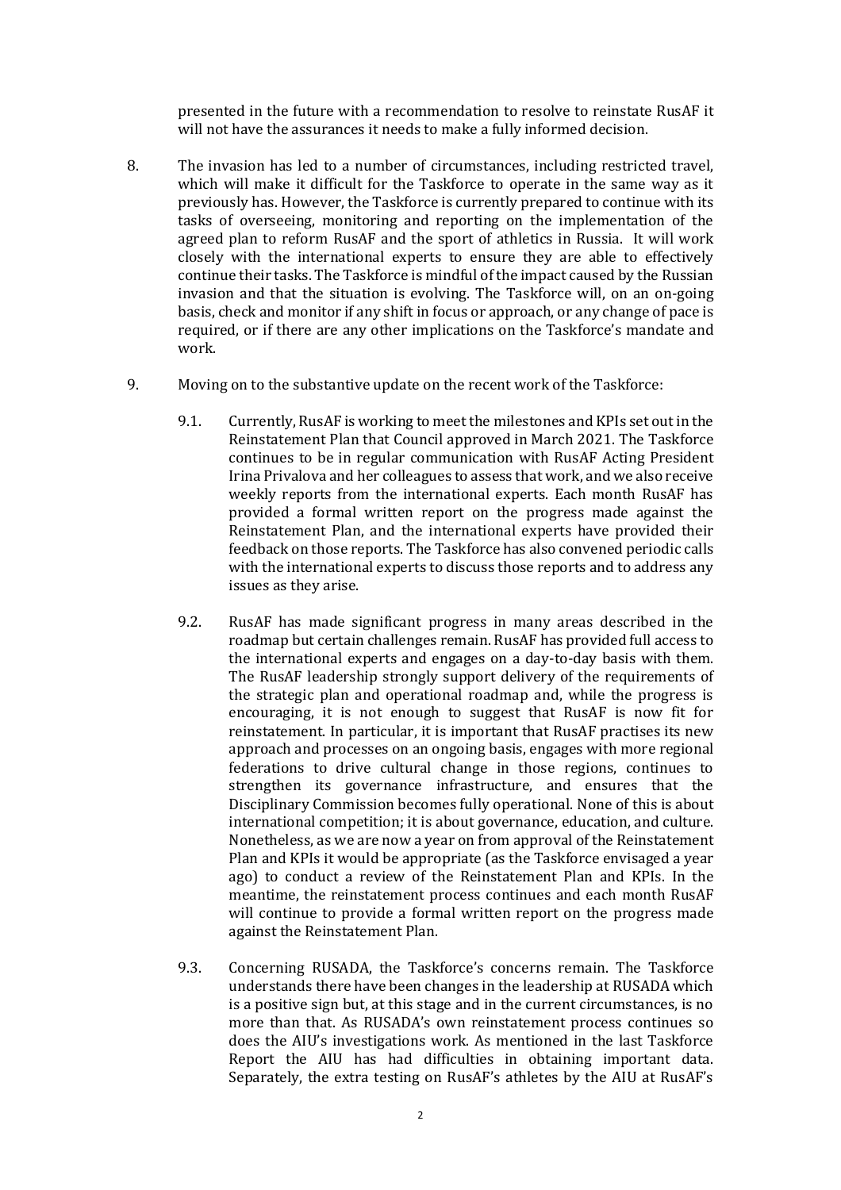presented in the future with a recommendation to resolve to reinstate RusAF it will not have the assurances it needs to make a fully informed decision.

8. The invasion has led to a number of circumstances, including restricted travel, which will make it difficult for the Taskforce to operate in the same way as it previously has. However, the Taskforce is currently prepared to continue with its tasks of overseeing, monitoring and reporting on the implementation of the agreed plan to reform RusAF and the sport of athletics in Russia. It will work closely with the international experts to ensure they are able to effectively continue their tasks. The Taskforce is mindful of the impact caused by the Russian invasion and that the situation is evolving. The Taskforce will, on an on-going basis, check and monitor if any shift in focus or approach, or any change of pace is required, or if there are any other implications on the Taskforce's mandate and work.

9. Moving on to the substantive update on the recent work of the Taskforce:

    9.1. Currently, RusAF is working to meet the milestones and KPIs set out in the Reinstatement Plan that Council approved in March 2021. The Taskforce continues to be in regular communication with RusAF Acting President Irina Privalova and her colleagues to assess that work, and we also receive weekly reports from the international experts. Each month RusAF has provided a formal written report on the progress made against the Reinstatement Plan, and the international experts have provided their feedback on those reports. The Taskforce has also convened periodic calls with the international experts to discuss those reports and to address any issues as they arise.

    9.2. RusAF has made significant progress in many areas described in the roadmap but certain challenges remain. RusAF has provided full access to the international experts and engages on a day-to-day basis with them. The RusAF leadership strongly support delivery of the requirements of the strategic plan and operational roadmap and, while the progress is encouraging, it is not enough to suggest that RusAF is now fit for reinstatement. In particular, it is important that RusAF practises its new approach and processes on an ongoing basis, engages with more regional federations to drive cultural change in those regions, continues to strengthen its governance infrastructure, and ensures that the Disciplinary Commission becomes fully operational. None of this is about international competition; it is about governance, education, and culture. Nonetheless, as we are now a year on from approval of the Reinstatement Plan and KPIs it would be appropriate (as the Taskforce envisaged a year ago) to conduct a review of the Reinstatement Plan and KPIs. In the meantime, the reinstatement process continues and each month RusAF will continue to provide a formal written report on the progress made against the Reinstatement Plan.

    9.3. Concerning RUSADA, the Taskforce's concerns remain. The Taskforce understands there have been changes in the leadership at RUSADA which is a positive sign but, at this stage and in the current circumstances, is no more than that. As RUSADA's own reinstatement process continues so does the AIU's investigations work. As mentioned in the last Taskforce Report the AIU has had difficulties in obtaining important data. Separately, the extra testing on RusAF's athletes by the AIU at RusAF's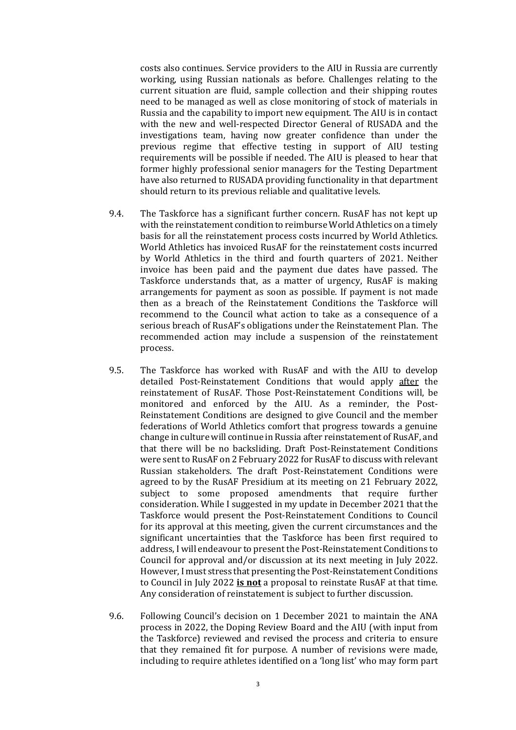costs also continues. Service providers to the AIU in Russia are currently working, using Russian nationals as before. Challenges relating to the current situation are fluid, sample collection and their shipping routes need to be managed as well as close monitoring of stock of materials in Russia and the capability to import new equipment. The AIU is in contact with the new and well-respected Director General of RUSADA and the investigations team, having now greater confidence than under the previous regime that effective testing in support of AIU testing requirements will be possible if needed. The AIU is pleased to hear that former highly professional senior managers for the Testing Department have also returned to RUSADA providing functionality in that department should return to its previous reliable and qualitative levels.

9.4. The Taskforce has a significant further concern. RusAF has not kept up with the reinstatement condition to reimburse World Athletics on a timely basis for all the reinstatement process costs incurred by World Athletics. World Athletics has invoiced RusAF for the reinstatement costs incurred by World Athletics in the third and fourth quarters of 2021. Neither invoice has been paid and the payment due dates have passed. The Taskforce understands that, as a matter of urgency, RusAF is making arrangements for payment as soon as possible. If payment is not made then as a breach of the Reinstatement Conditions the Taskforce will recommend to the Council what action to take as a consequence of a serious breach of RusAF's obligations under the Reinstatement Plan. The recommended action may include a suspension of the reinstatement process.

9.5. The Taskforce has worked with RusAF and with the AIU to develop detailed Post-Reinstatement Conditions that would apply <u>after</u> the reinstatement of RusAF. Those Post-Reinstatement Conditions will, be monitored and enforced by the AIU. As a reminder, the Post-Reinstatement Conditions are designed to give Council and the member federations of World Athletics comfort that progress towards a genuine change in culture will continue in Russia after reinstatement of RusAF, and that there will be no backsliding. Draft Post-Reinstatement Conditions were sent to RusAF on 2 February 2022 for RusAF to discuss with relevant Russian stakeholders. The draft Post-Reinstatement Conditions were agreed to by the RusAF Presidium at its meeting on 21 February 2022, subject to some proposed amendments that require further consideration. While I suggested in my update in December 2021 that the Taskforce would present the Post-Reinstatement Conditions to Council for its approval at this meeting, given the current circumstances and the significant uncertainties that the Taskforce has been first required to address, I will endeavour to present the Post-Reinstatement Conditions to Council for approval and/or discussion at its next meeting in July 2022. However, I must stress that presenting the Post-Reinstatement Conditions to Council in July 2022 <u>**is not**</u> a proposal to reinstate RusAF at that time. Any consideration of reinstatement is subject to further discussion.

9.6. Following Council's decision on 1 December 2021 to maintain the ANA process in 2022, the Doping Review Board and the AIU (with input from the Taskforce) reviewed and revised the process and criteria to ensure that they remained fit for purpose. A number of revisions were made, including to require athletes identified on a 'long list' who may form part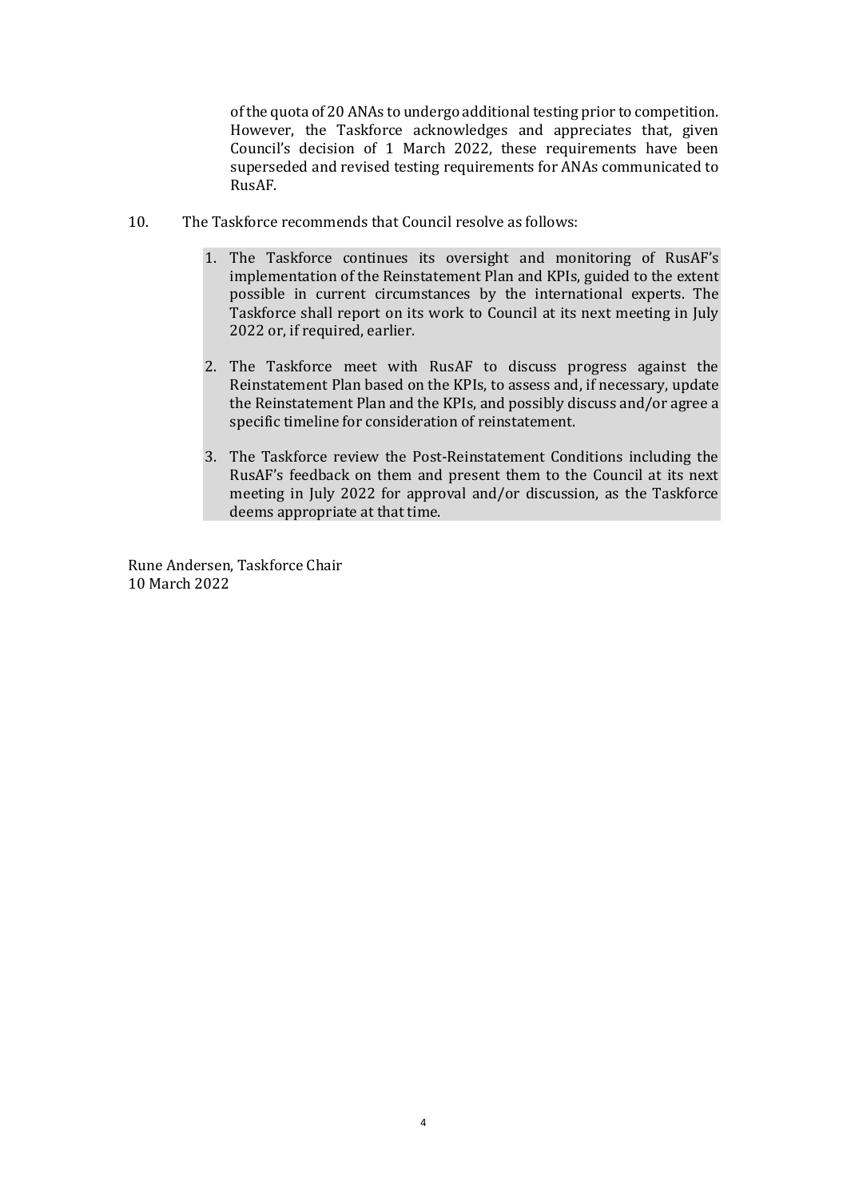of the quota of 20 ANAs to undergo additional testing prior to competition. However, the Taskforce acknowledges and appreciates that, given Council's decision of 1 March 2022, these requirements have been superseded and revised testing requirements for ANAs communicated to RusAF.

10. The Taskforce recommends that Council resolve as follows:

    1. The Taskforce continues its oversight and monitoring of RusAF's implementation of the Reinstatement Plan and KPIs, guided to the extent possible in current circumstances by the international experts. The Taskforce shall report on its work to Council at its next meeting in July 2022 or, if required, earlier.

    2. The Taskforce meet with RusAF to discuss progress against the Reinstatement Plan based on the KPIs, to assess and, if necessary, update the Reinstatement Plan and the KPIs, and possibly discuss and/or agree a specific timeline for consideration of reinstatement.

    3. The Taskforce review the Post-Reinstatement Conditions including the RusAF's feedback on them and present them to the Council at its next meeting in July 2022 for approval and/or discussion, as the Taskforce deems appropriate at that time.

Rune Andersen, Taskforce Chair
10 March 2022